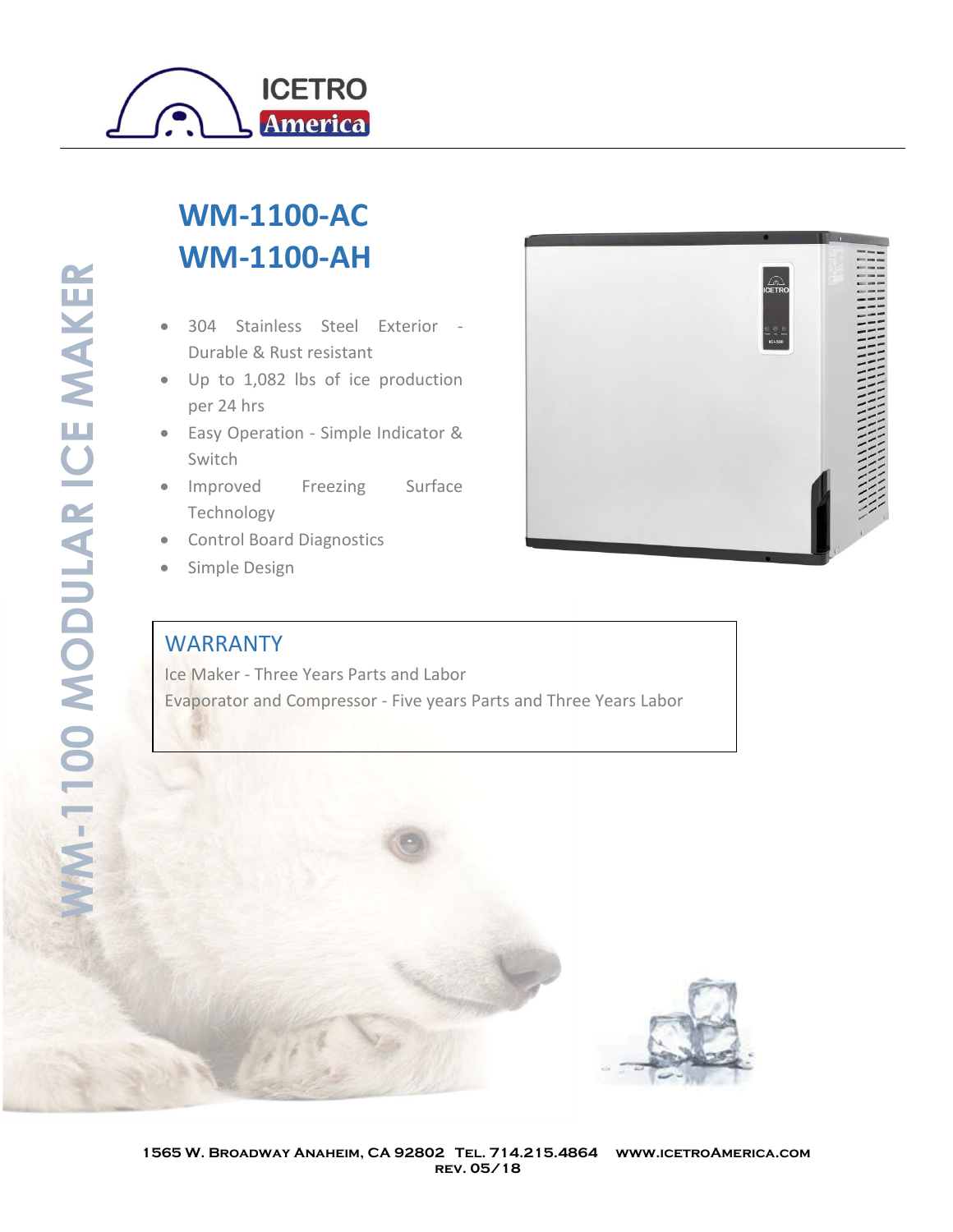WM-1100 MODULAR ICE MAKER

# WM-1100-AC
# WM-1100-AH

- 304 Stainless Steel Exterior - Durable & Rust resistant
- Up to 1,082 lbs of ice production per 24 hrs
- Easy Operation - Simple Indicator & Switch
- Improved Freezing Surface Technology
- Control Board Diagnostics
- Simple Design

## WARRANTY

Ice Maker - Three Years Parts and Labor

Evaporator and Compressor - Five years Parts and Three Years Labor

1565 W. Broadway Anaheim, CA 92802 Tel. 714.215.4864 www.icetroAmerica.com
rev. 05/18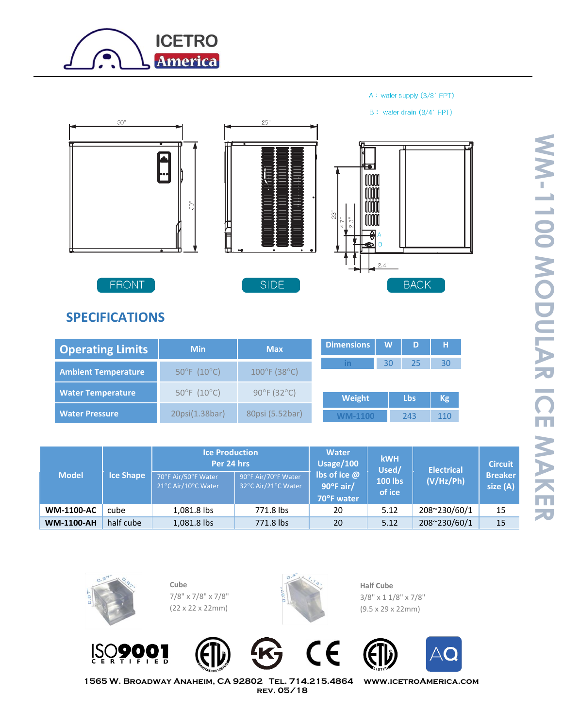ICETRO America

# WM-1100 MODULAR ICE MAKER

A : water supply (3/8" FPT)

B : water drain (3/4" FPT)

30"

30"

25"

23"

4.7"

2.3"

2.4"

FRONT

SIDE

BACK

## SPECIFICATIONS

| Operating Limits | Min | Max |
|---|---|---|
| Ambient Temperature | 50°F (10°C) | 100°F (38°C) |
| Water Temperature | 50°F (10°C) | 90°F (32°C) |
| Water Pressure | 20psi(1.38bar) | 80psi (5.52bar) |

| Dimensions | W | D | H |
|---|---|---|---|
| in | 30 | 25 | 30 |

| Weight | Lbs | Kg |
|---|---|---|
| WM-1100 | 243 | 110 |

| Model | Ice Shape | Ice Production Per 24 hrs | | Water Usage/100 lbs of ice @ 90°F air/ 70°F water | kWH Used/ 100 lbs of ice | Electrical (V/Hz/Ph) | Circuit Breaker size (A) |
|---|---|---|---|---|---|---|---|
| | | 70°F Air/50°F Water 21°C Air/10°C Water | 90°F Air/70°F Water 32°C Air/21°C Water | | | | |
| **WM-1100-AC** | cube | 1,081.8 lbs | 771.8 lbs | 20 | 5.12 | 208~230/60/1 | 15 |
| **WM-1100-AH** | half cube | 1,081.8 lbs | 771.8 lbs | 20 | 5.12 | 208~230/60/1 | 15 |

0.87" 0.87" 0.87"

**Cube**
7/8" x 7/8" x 7/8"
(22 x 22 x 22mm)

0.4" 1.14" 0.87"

**Half Cube**
3/8" x 1 1/8" x 7/8"
(9.5 x 29 x 22mm)

ISO9001 CERTIFIED

1565 W. Broadway Anaheim, CA 92802 Tel. 714.215.4864 www.icetroamerica.com
rev. 05/18